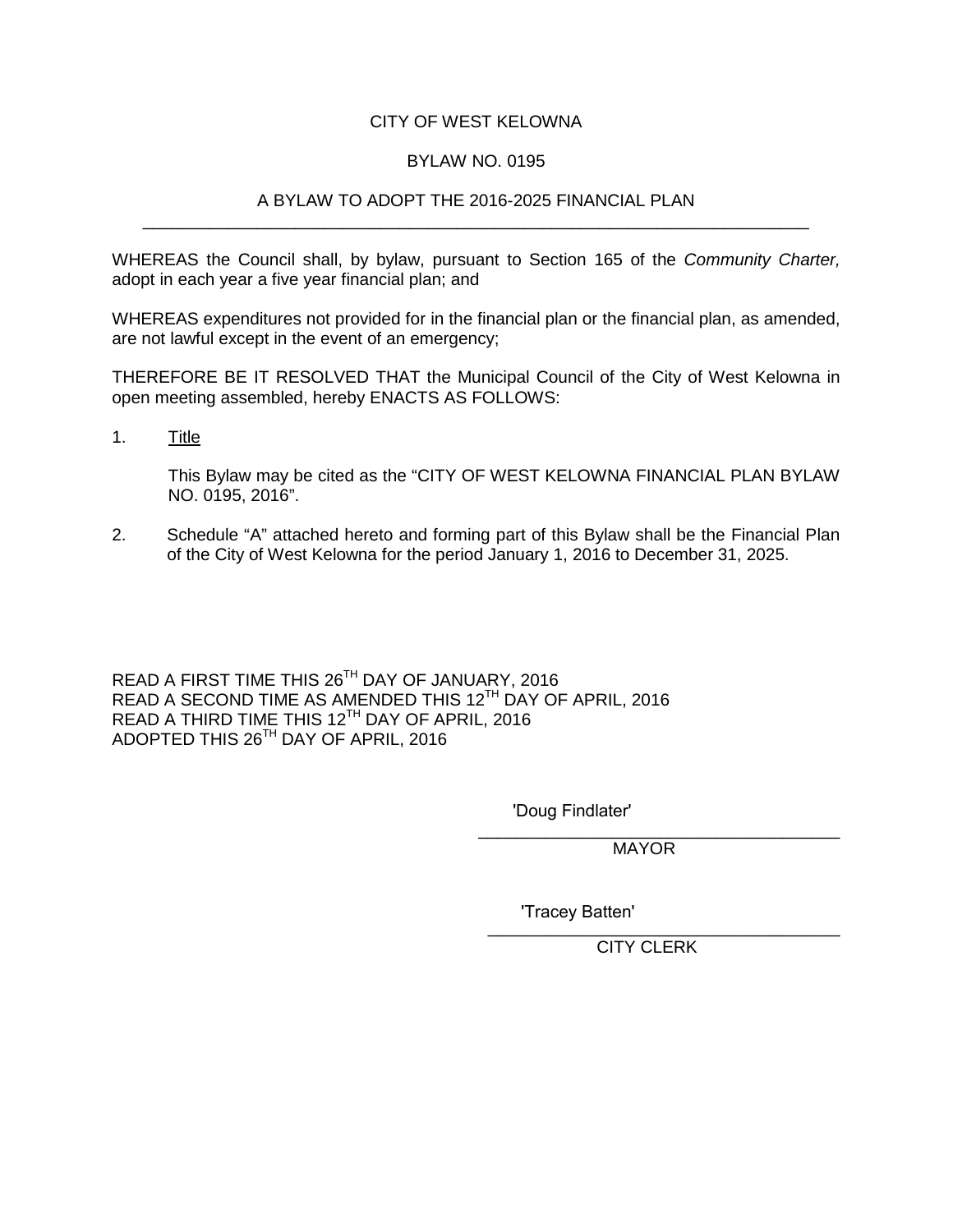# CITY OF WEST KELOWNA

## BYLAW NO. 0195

## A BYLAW TO ADOPT THE 2016-2025 FINANCIAL PLAN

---

WHEREAS the Council shall, by bylaw, pursuant to Section 165 of the *Community Charter,* adopt in each year a five year financial plan; and

WHEREAS expenditures not provided for in the financial plan or the financial plan, as amended, are not lawful except in the event of an emergency;

THEREFORE BE IT RESOLVED THAT the Municipal Council of the City of West Kelowna in open meeting assembled, hereby ENACTS AS FOLLOWS:

1. Title

   This Bylaw may be cited as the "CITY OF WEST KELOWNA FINANCIAL PLAN BYLAW NO. 0195, 2016".

2. Schedule "A" attached hereto and forming part of this Bylaw shall be the Financial Plan of the City of West Kelowna for the period January 1, 2016 to December 31, 2025.

READ A FIRST TIME THIS 26TH DAY OF JANUARY, 2016
READ A SECOND TIME AS AMENDED THIS 12TH DAY OF APRIL, 2016
READ A THIRD TIME THIS 12TH DAY OF APRIL, 2016
ADOPTED THIS 26TH DAY OF APRIL, 2016

'Doug Findlater'

MAYOR

'Tracey Batten'

CITY CLERK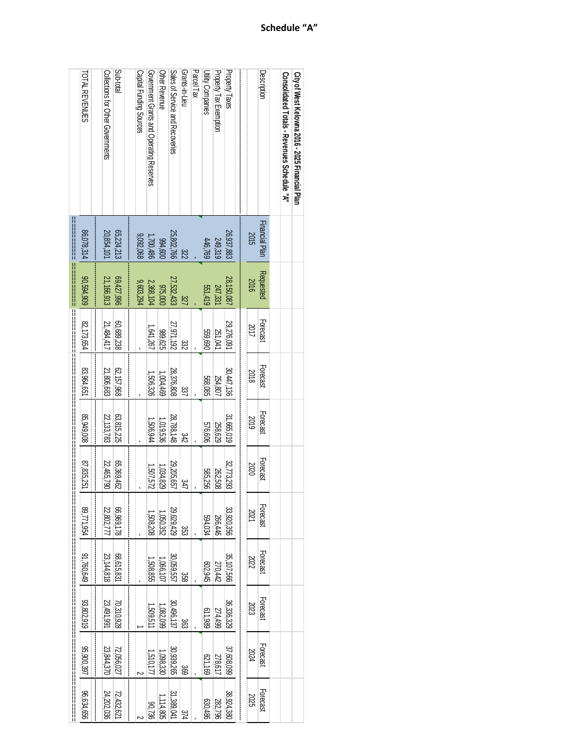**Schedule "A"**

**City of West Kelowna 2016 - 2025 Financial Plan**

**Consolidated Totals - Revenues Schedule "A"**

| Description | Financial Plan 2015 | Requested 2016 | Forecast 2017 | Forecast 2018 | Forecast 2019 | Forecast 2020 | Forecast 2021 | Forecast 2022 | Forecast 2023 | Forecast 2024 | Forecast 2025 |
|---|---|---|---|---|---|---|---|---|---|---|---|
| Property Taxes | 26,937,883 | 28,150,087 | 29,276,091 | 30,447,136 | 31,665,019 | 32,773,293 | 33,920,356 | 35,107,566 | 36,336,329 | 37,608,099 | 38,924,380 |
| Property Tax Exemption | 249,319 | 247,331 | 251,041 | 254,807 | 258,629 | 262,508 | 266,446 | 270,442 | 274,499 | 278,617 | 282,796 |
| Utility Companies | 446,769 | 551,419 | 559,690 | 568,085 | 576,606 | 585,256 | 594,034 | 602,945 | 611,989 | 621,169 | 630,486 |
| Parcel Tax | - | - | - | - | - | - | - | - | - | - | - |
| Grants-in-Lieu | 322 | 327 | 332 | 337 | 342 | 347 | 353 | 358 | 363 | 369 | 374 |
| Sales of Service and Recoveries | 25,802,766 | 27,532,433 | 27,971,192 | 28,376,808 | 28,788,148 | 29,205,657 | 29,629,429 | 30,059,557 | 30,496,137 | 30,939,265 | 31,389,041 |
| Other Revenue | 994,600 | 975,000 | 989,625 | 1,004,469 | 1,019,536 | 1,034,829 | 1,050,352 | 1,066,107 | 1,082,099 | 1,098,330 | 1,114,805 |
| Government Grants and Operating Reserves | 1,700,486 | 2,368,104 | 1,641,267 | 1,506,326 | 1,506,944 | 1,507,572 | 1,508,208 | 1,508,855 | 1,509,511 | 1,510,177 | 90,736 |
| Capital Funding Sources | 9,092,068 | 9,603,294 | - | - | - | - | - | - | 1 | 2 | 2 |
| Sub-total | 65,224,213 | 69,427,996 | 60,689,238 | 62,157,968 | 63,815,225 | 65,369,462 | 66,969,178 | 68,615,831 | 70,310,928 | 72,056,027 | 72,432,621 |
| Collections for Other Governments | 20,854,101 | 21,166,913 | 21,484,417 | 21,806,683 | 22,133,783 | 22,465,790 | 22,802,777 | 23,144,818 | 23,491,991 | 23,844,370 | 24,202,036 |
| TOTAL REVENUES | 86,078,314 | 90,594,909 | 82,173,654 | 83,964,651 | 85,949,008 | 87,835,251 | 89,771,954 | 91,760,649 | 93,802,919 | 95,900,397 | 96,634,656 |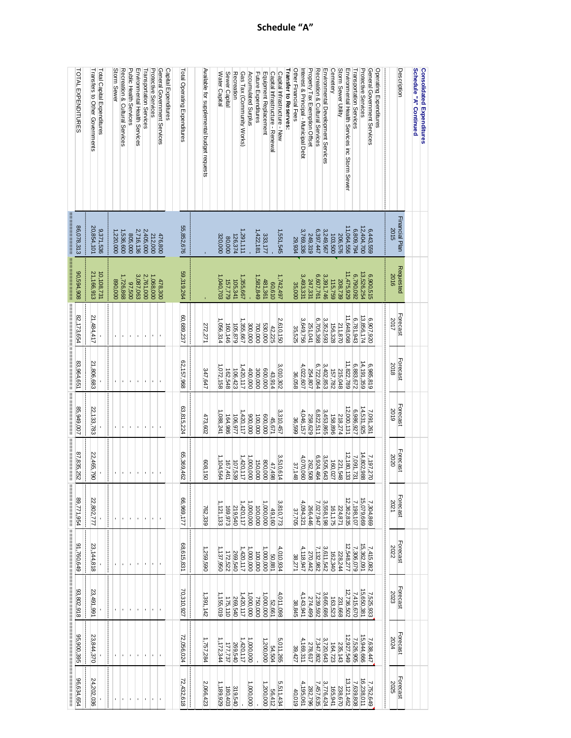# Schedule "A"

**Consolidated Expenditures**
**Schedule "A" Continued**

| Description | Financial Plan 2015 | Requested 2016 | Forecast 2017 | Forecast 2018 | Forecast 2019 | Forecast 2020 | Forecast 2021 | Forecast 2022 | Forecast 2023 | Forecast 2024 | Forecast 2025 |
|---|---|---|---|---|---|---|---|---|---|---|---|
| Operating Expenditures | | | | | | | | | | | |
| General Government Services | 6,443,559 | 6,900,515 | 6,907,920 | 6,985,819 | 7,091,261 | 7,197,270 | 7,304,869 | 7,415,082 | 7,525,933 | 7,638,447 | 7,752,649 |
| Protective Services | 12,404,700 | 13,526,254 | 13,856,174 | 14,191,359 | 14,531,925 | 14,802,988 | 15,079,669 | 15,362,091 | 15,650,381 | 15,944,666 | 16,238,011 |
| Transportation Services | 6,809,794 | 6,790,092 | 6,781,943 | 6,883,672 | 6,986,927 | 7,091,731 | 7,198,107 | 7,306,079 | 7,415,670 | 7,526,905 | 7,639,808 |
| Environmental Health Services inc Storm Sewer | 11,064,556 | 11,475,929 | 11,648,068 | 11,822,789 | 12,000,131 | 12,180,133 | 12,362,835 | 12,548,277 | 12,736,502 | 12,927,549 | 13,121,462 |
| Storm Sewer Utility | 206,576 | 208,739 | 211,870 | 215,048 | 218,274 | 221,548 | 224,871 | 228,244 | 231,668 | 235,143 | 238,670 |
| Cemetery | 103,500 | 115,759 | 156,328 | 157,782 | 158,896 | 160,027 | 161,175 | 162,340 | 163,523 | 164,723 | 165,941 |
| Environmental Development Services | 3,249,567 | 3,391,746 | 3,352,593 | 3,402,853 | 3,453,865 | 3,505,643 | 3,558,198 | 3,611,542 | 3,665,686 | 3,720,643 | 3,776,424 |
| Recreation & Cultural Services | 6,397,447 | 6,607,761 | 6,705,368 | 6,722,064 | 6,822,511 | 6,924,464 | 7,027,947 | 7,132,982 | 7,239,592 | 7,347,802 | 7,457,635 |
| Property Tax Exemption Offset | 249,319 | 247,331 | 251,041 | 254,807 | 258,629 | 262,508 | 266,446 | 270,442 | 274,499 | 278,617 | 282,796 |
| Interest & Principal - Municipal Debt | 3,769,336 | 3,493,331 | 3,649,756 | 4,022,607 | 4,046,157 | 4,070,060 | 4,094,321 | 4,118,947 | 4,143,941 | 4,169,311 | 4,195,061 |
| Other Financial Fees | 29,934 | 35,000 | 35,525 | 36,058 | 36,599 | 37,148 | 37,705 | 38,271 | 38,845 | 39,427 | 40,019 |
| **Transfer to Reserves:** | | | | | | | | | | | |
| Capital Infrastructure - New | 1,551,545 | 1,742,497 | 2,610,150 | 3,010,302 | 3,310,457 | 3,510,614 | 3,810,773 | 4,010,934 | 4,011,098 | 5,011,265 | 5,511,434 |
| Capital Infrastructure - Renewal | - | 60,610 | 42,225 | 43,914 | 45,671 | 47,498 | 49,160 | 50,881 | 52,661 | 54,504 | 56,412 |
| Equipment Replacement | 333,177 | 481,361 | 530,000 | 600,000 | 600,000 | 800,000 | 1,000,000 | 1,000,000 | 1,000,000 | 1,200,000 | 1,200,000 |
| Future Expenditures | 1,422,181 | 1,582,849 | 700,000 | 300,000 | 100,000 | 150,000 | 100,000 | 100,000 | 750,000 | - | - |
| Accumulated Surplus | - | - | 300,000 | 400,000 | 900,000 | 1,000,000 | 1,000,000 | 1,000,000 | 1,000,000 | 1,000,000 | 1,000,000 |
| Gas Tax (Community Works) | 1,291,111 | 1,355,667 | 1,355,667 | 1,420,117 | 1,420,117 | 1,420,117 | 1,420,117 | 1,420,117 | 1,420,117 | 1,420,117 | - |
| Recreation | 126,374 | 105,341 | 105,879 | 106,423 | 106,977 | 107,539 | 219,540 | 269,540 | 269,540 | 269,540 | 319,540 |
| Sewer Capital | 80,000 | 157,779 | 160,146 | 162,548 | 164,986 | 167,461 | 169,973 | 172,522 | 175,110 | 177,737 | 180,403 |
| Water Capital | 320,000 | 1,040,703 | 1,056,314 | 1,072,158 | 1,088,241 | 1,104,564 | 1,121,133 | 1,137,950 | 1,155,019 | 1,172,344 | 1,189,929 |
| Available for supplemental budget requests | - | - | 272,271 | 347,647 | 473,602 | 608,150 | 762,339 | 1,259,590 | 1,391,142 | 1,757,284 | 2,066,423 |
| Total Operating Expenditures | 55,852,676 | 59,319,264 | 60,689,237 | 62,157,968 | 63,815,224 | 65,369,462 | 66,969,177 | 68,615,831 | 70,310,927 | 72,056,024 | 72,432,618 |
| Capital Expenditures | | | | | | | | | | | |
| General Government Services | 476,800 | 478,300 | - | - | - | - | - | - | - | - | - |
| Protective Services | 212,000 | 1,068,000 | - | - | - | - | - | - | - | - | - |
| Transportation Services | 2,405,000 | 2,761,000 | - | - | - | - | - | - | - | - | - |
| Environmental Health Services | 2,716,136 | 3,087,063 | - | - | - | - | - | - | - | - | - |
| Public Health Services | 805,000 | 97,500 | - | - | - | - | - | - | - | - | - |
| Recreation & Cultural Services | 1,536,600 | 1,726,868 | - | - | - | - | - | - | - | - | - |
| Storm Sewer | 1,220,000 | 890,000 | - | - | - | - | - | - | - | - | - |
| Total Capital Expenditures | 9,371,536 | 10,108,731 | - | - | - | - | - | - | - | - | - |
| Transfers to Other Governments | 20,854,101 | 21,166,913 | 21,484,417 | 21,806,683 | 22,133,783 | 22,465,790 | 22,802,777 | 23,144,818 | 23,491,991 | 23,844,370 | 24,202,036 |
| TOTAL EXPENDITURES | 86,078,313 | 90,594,908 | 82,173,654 | 83,964,651 | 85,949,007 | 87,835,252 | 89,771,954 | 91,760,649 | 93,802,918 | 95,900,395 | 96,634,654 |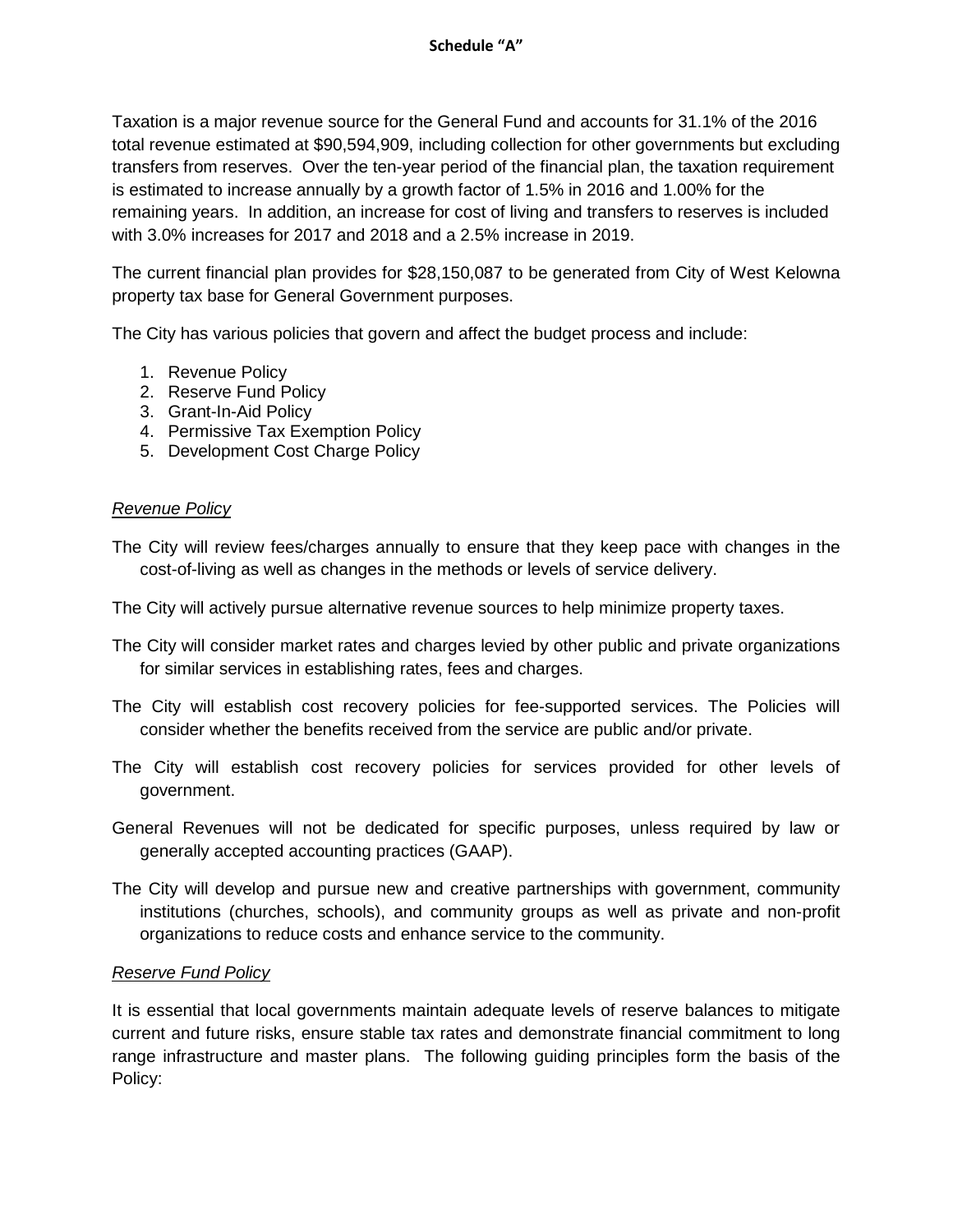**Schedule "A"**

Taxation is a major revenue source for the General Fund and accounts for 31.1% of the 2016 total revenue estimated at $90,594,909, including collection for other governments but excluding transfers from reserves. Over the ten-year period of the financial plan, the taxation requirement is estimated to increase annually by a growth factor of 1.5% in 2016 and 1.00% for the remaining years. In addition, an increase for cost of living and transfers to reserves is included with 3.0% increases for 2017 and 2018 and a 2.5% increase in 2019.

The current financial plan provides for $28,150,087 to be generated from City of West Kelowna property tax base for General Government purposes.

The City has various policies that govern and affect the budget process and include:

1. Revenue Policy
2. Reserve Fund Policy
3. Grant-In-Aid Policy
4. Permissive Tax Exemption Policy
5. Development Cost Charge Policy

*Revenue Policy*

The City will review fees/charges annually to ensure that they keep pace with changes in the cost-of-living as well as changes in the methods or levels of service delivery.

The City will actively pursue alternative revenue sources to help minimize property taxes.

The City will consider market rates and charges levied by other public and private organizations for similar services in establishing rates, fees and charges.

The City will establish cost recovery policies for fee-supported services. The Policies will consider whether the benefits received from the service are public and/or private.

The City will establish cost recovery policies for services provided for other levels of government.

General Revenues will not be dedicated for specific purposes, unless required by law or generally accepted accounting practices (GAAP).

The City will develop and pursue new and creative partnerships with government, community institutions (churches, schools), and community groups as well as private and non-profit organizations to reduce costs and enhance service to the community.

*Reserve Fund Policy*

It is essential that local governments maintain adequate levels of reserve balances to mitigate current and future risks, ensure stable tax rates and demonstrate financial commitment to long range infrastructure and master plans. The following guiding principles form the basis of the Policy: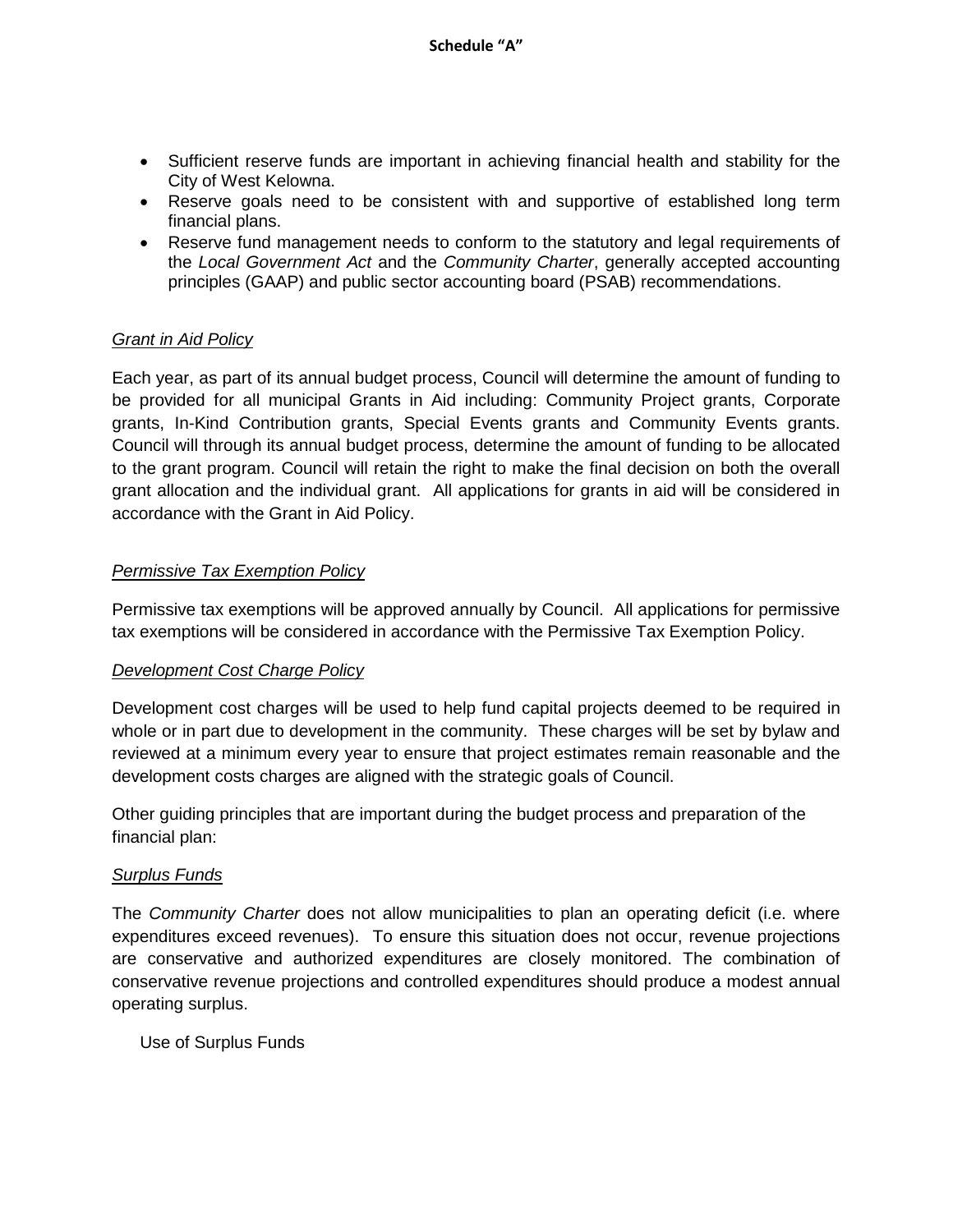- Sufficient reserve funds are important in achieving financial health and stability for the City of West Kelowna.
- Reserve goals need to be consistent with and supportive of established long term financial plans.
- Reserve fund management needs to conform to the statutory and legal requirements of the *Local Government Act* and the *Community Charter*, generally accepted accounting principles (GAAP) and public sector accounting board (PSAB) recommendations.

*Grant in Aid Policy*

Each year, as part of its annual budget process, Council will determine the amount of funding to be provided for all municipal Grants in Aid including: Community Project grants, Corporate grants, In-Kind Contribution grants, Special Events grants and Community Events grants. Council will through its annual budget process, determine the amount of funding to be allocated to the grant program. Council will retain the right to make the final decision on both the overall grant allocation and the individual grant. All applications for grants in aid will be considered in accordance with the Grant in Aid Policy.

*Permissive Tax Exemption Policy*

Permissive tax exemptions will be approved annually by Council. All applications for permissive tax exemptions will be considered in accordance with the Permissive Tax Exemption Policy.

*Development Cost Charge Policy*

Development cost charges will be used to help fund capital projects deemed to be required in whole or in part due to development in the community. These charges will be set by bylaw and reviewed at a minimum every year to ensure that project estimates remain reasonable and the development costs charges are aligned with the strategic goals of Council.

Other guiding principles that are important during the budget process and preparation of the financial plan:

*Surplus Funds*

The *Community Charter* does not allow municipalities to plan an operating deficit (i.e. where expenditures exceed revenues). To ensure this situation does not occur, revenue projections are conservative and authorized expenditures are closely monitored. The combination of conservative revenue projections and controlled expenditures should produce a modest annual operating surplus.

Use of Surplus Funds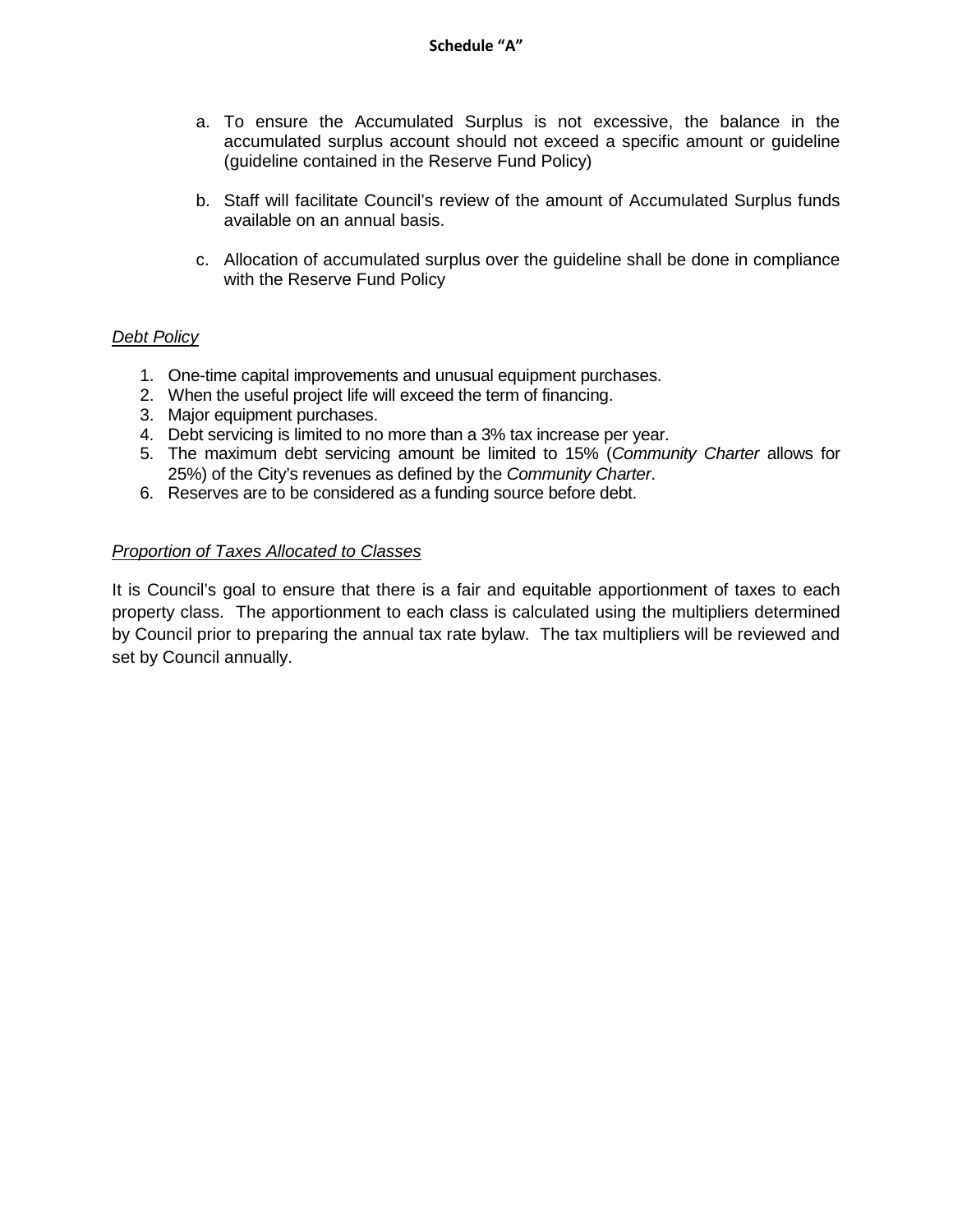a. To ensure the Accumulated Surplus is not excessive, the balance in the accumulated surplus account should not exceed a specific amount or guideline (guideline contained in the Reserve Fund Policy)

b. Staff will facilitate Council's review of the amount of Accumulated Surplus funds available on an annual basis.

c. Allocation of accumulated surplus over the guideline shall be done in compliance with the Reserve Fund Policy

*Debt Policy*

1. One-time capital improvements and unusual equipment purchases.
2. When the useful project life will exceed the term of financing.
3. Major equipment purchases.
4. Debt servicing is limited to no more than a 3% tax increase per year.
5. The maximum debt servicing amount be limited to 15% (*Community Charter* allows for 25%) of the City's revenues as defined by the *Community Charter*.
6. Reserves are to be considered as a funding source before debt.

*Proportion of Taxes Allocated to Classes*

It is Council's goal to ensure that there is a fair and equitable apportionment of taxes to each property class. The apportionment to each class is calculated using the multipliers determined by Council prior to preparing the annual tax rate bylaw. The tax multipliers will be reviewed and set by Council annually.